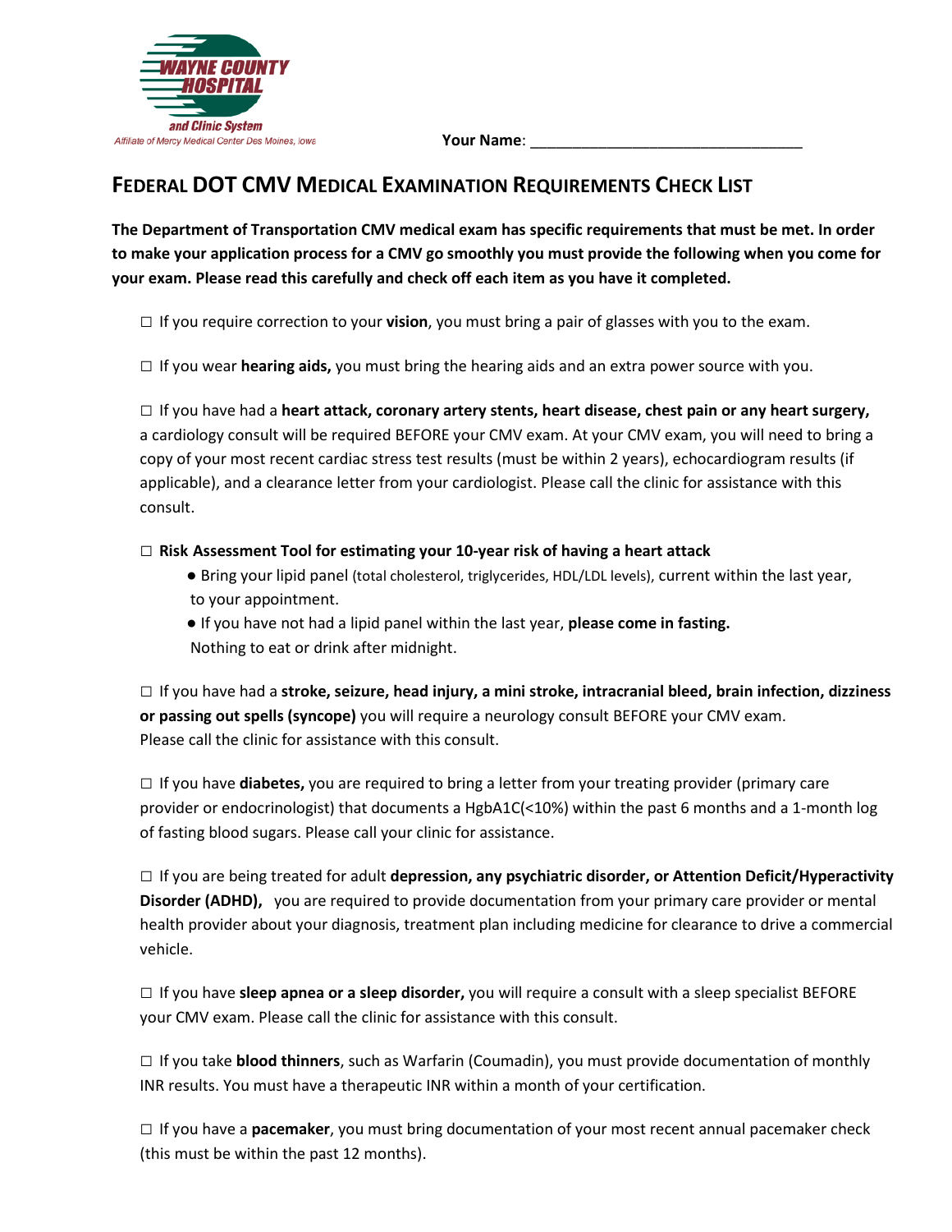WAYNE COUNTY HOSPITAL and Clinic System

Affiliate of Mercy Medical Center Des Moines, Iowa

**Your Name**: ________________________________

## FEDERAL DOT CMV MEDICAL EXAMINATION REQUIREMENTS CHECK LIST

**The Department of Transportation CMV medical exam has specific requirements that must be met. In order to make your application process for a CMV go smoothly you must provide the following when you come for your exam. Please read this carefully and check off each item as you have it completed.**

☐ If you require correction to your **vision**, you must bring a pair of glasses with you to the exam.

☐ If you wear **hearing aids,** you must bring the hearing aids and an extra power source with you.

☐ If you have had a **heart attack, coronary artery stents, heart disease, chest pain or any heart surgery,** a cardiology consult will be required BEFORE your CMV exam. At your CMV exam, you will need to bring a copy of your most recent cardiac stress test results (must be within 2 years), echocardiogram results (if applicable), and a clearance letter from your cardiologist. Please call the clinic for assistance with this consult.

☐ **Risk Assessment Tool for estimating your 10-year risk of having a heart attack**

- Bring your lipid panel (total cholesterol, triglycerides, HDL/LDL levels), current within the last year, to your appointment.
- If you have not had a lipid panel within the last year, **please come in fasting.** Nothing to eat or drink after midnight.

☐ If you have had a **stroke, seizure, head injury, a mini stroke, intracranial bleed, brain infection, dizziness or passing out spells (syncope)** you will require a neurology consult BEFORE your CMV exam. Please call the clinic for assistance with this consult.

☐ If you have **diabetes,** you are required to bring a letter from your treating provider (primary care provider or endocrinologist) that documents a HgbA1C(<10%) within the past 6 months and a 1-month log of fasting blood sugars. Please call your clinic for assistance.

☐ If you are being treated for adult **depression, any psychiatric disorder, or Attention Deficit/Hyperactivity Disorder (ADHD),** you are required to provide documentation from your primary care provider or mental health provider about your diagnosis, treatment plan including medicine for clearance to drive a commercial vehicle.

☐ If you have **sleep apnea or a sleep disorder,** you will require a consult with a sleep specialist BEFORE your CMV exam. Please call the clinic for assistance with this consult.

☐ If you take **blood thinners**, such as Warfarin (Coumadin), you must provide documentation of monthly INR results. You must have a therapeutic INR within a month of your certification.

☐ If you have a **pacemaker**, you must bring documentation of your most recent annual pacemaker check (this must be within the past 12 months).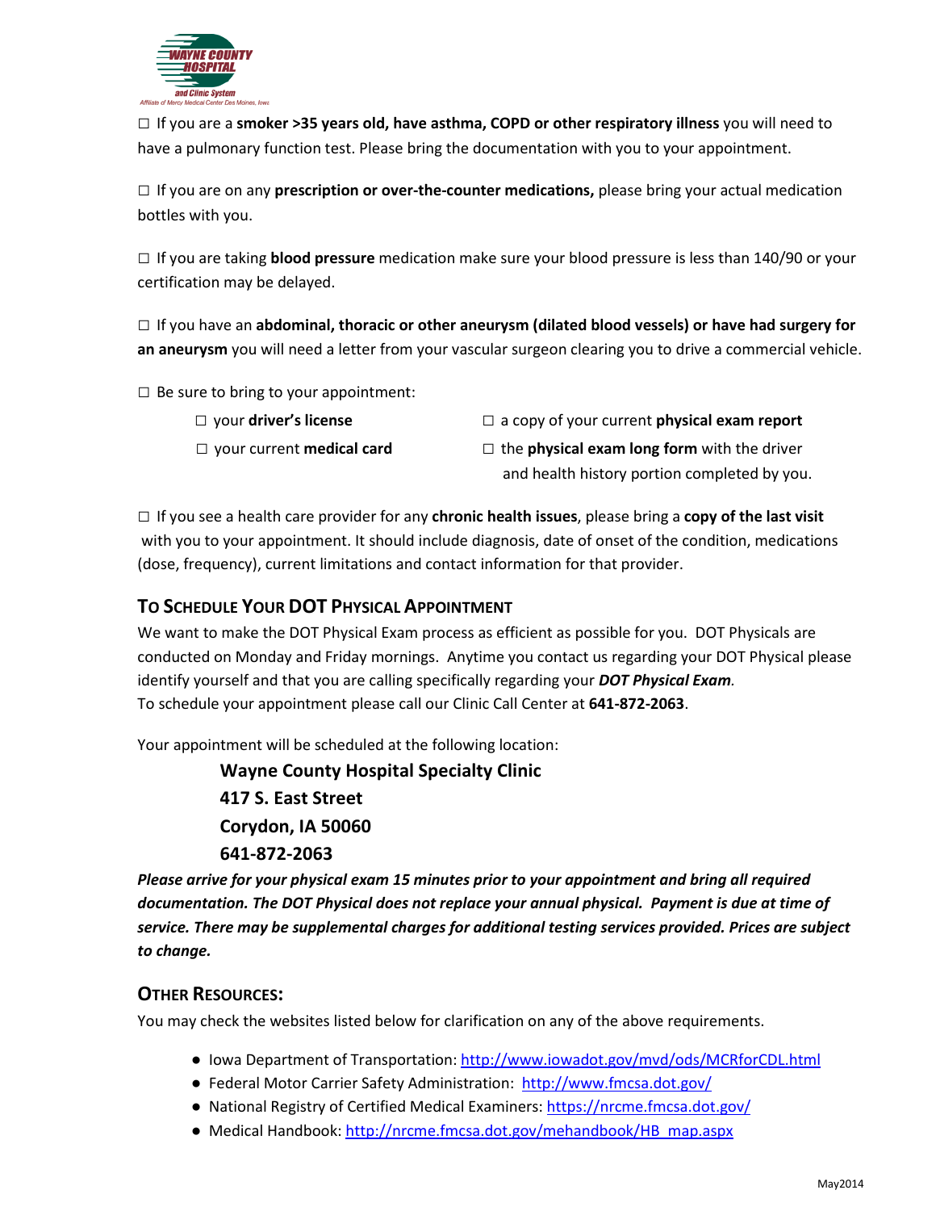☐ If you are a **smoker >35 years old, have asthma, COPD or other respiratory illness** you will need to have a pulmonary function test. Please bring the documentation with you to your appointment.

☐ If you are on any **prescription or over-the-counter medications,** please bring your actual medication bottles with you.

☐ If you are taking **blood pressure** medication make sure your blood pressure is less than 140/90 or your certification may be delayed.

☐ If you have an **abdominal, thoracic or other aneurysm (dilated blood vessels) or have had surgery for an aneurysm** you will need a letter from your vascular surgeon clearing you to drive a commercial vehicle.

☐ Be sure to bring to your appointment:

- ☐ your **driver's license**
- ☐ your current **medical card**
- ☐ a copy of your current **physical exam report**
- ☐ the **physical exam long form** with the driver and health history portion completed by you.

☐ If you see a health care provider for any **chronic health issues**, please bring a **copy of the last visit** with you to your appointment. It should include diagnosis, date of onset of the condition, medications (dose, frequency), current limitations and contact information for that provider.

## To Schedule Your DOT Physical Appointment

We want to make the DOT Physical Exam process as efficient as possible for you. DOT Physicals are conducted on Monday and Friday mornings. Anytime you contact us regarding your DOT Physical please identify yourself and that you are calling specifically regarding your ***DOT Physical Exam****.*
To schedule your appointment please call our Clinic Call Center at **641-872-2063**.

Your appointment will be scheduled at the following location:

**Wayne County Hospital Specialty Clinic**
**417 S. East Street**
**Corydon, IA 50060**
**641-872-2063**

***Please arrive for your physical exam 15 minutes prior to your appointment and bring all required documentation. The DOT Physical does not replace your annual physical. Payment is due at time of service. There may be supplemental charges for additional testing services provided. Prices are subject to change.***

## Other Resources:

You may check the websites listed below for clarification on any of the above requirements.

- Iowa Department of Transportation: http://www.iowadot.gov/mvd/ods/MCRforCDL.html
- Federal Motor Carrier Safety Administration: http://www.fmcsa.dot.gov/
- National Registry of Certified Medical Examiners: https://nrcme.fmcsa.dot.gov/
- Medical Handbook: http://nrcme.fmcsa.dot.gov/mehandbook/HB_map.aspx

May2014